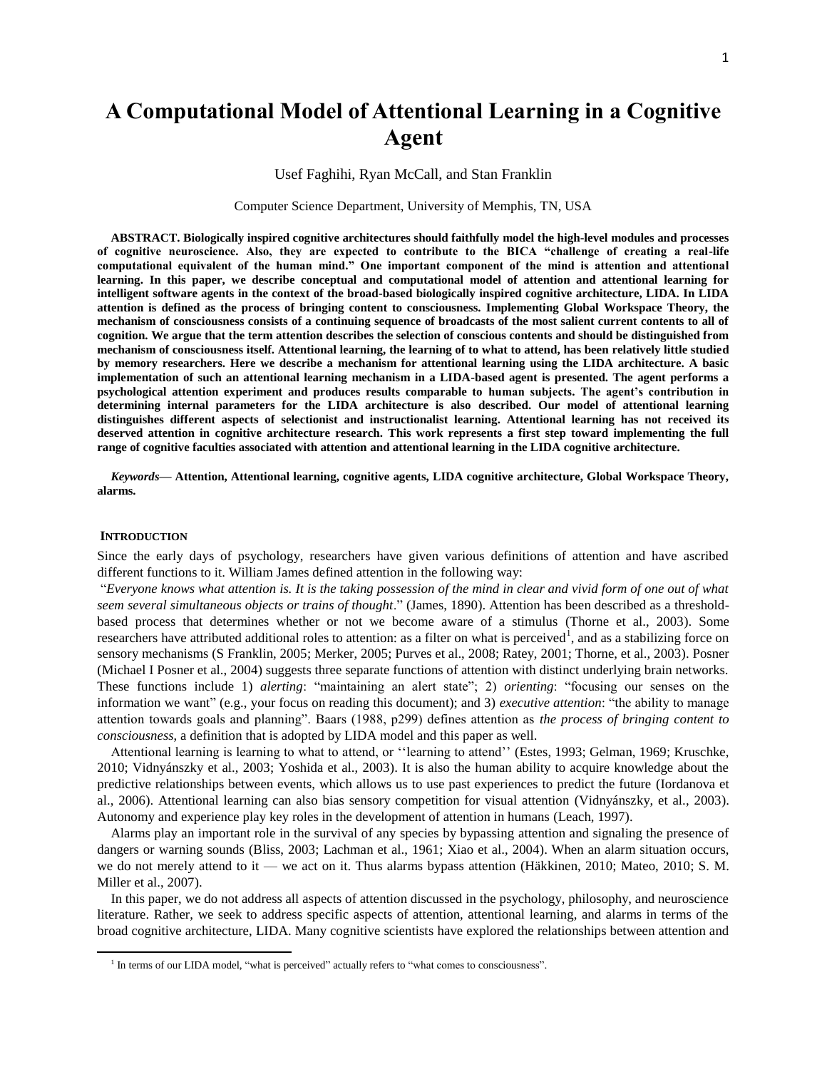# A Computational Model of Attentional Learning in a Cognitive Agent

Usef Faghihi, Ryan McCall, and Stan Franklin

Computer Science Department, University of Memphis, TN, USA

**ABSTRACT. Biologically inspired cognitive architectures should faithfully model the high-level modules and processes of cognitive neuroscience. Also, they are expected to contribute to the BICA "challenge of creating a real-life computational equivalent of the human mind." One important component of the mind is attention and attentional learning. In this paper, we describe conceptual and computational model of attention and attentional learning for intelligent software agents in the context of the broad-based biologically inspired cognitive architecture, LIDA. In LIDA attention is defined as the process of bringing content to consciousness. Implementing Global Workspace Theory, the mechanism of consciousness consists of a continuing sequence of broadcasts of the most salient current contents to all of cognition. We argue that the term attention describes the selection of conscious contents and should be distinguished from mechanism of consciousness itself. Attentional learning, the learning of to what to attend, has been relatively little studied by memory researchers. Here we describe a mechanism for attentional learning using the LIDA architecture. A basic implementation of such an attentional learning mechanism in a LIDA-based agent is presented. The agent performs a psychological attention experiment and produces results comparable to human subjects. The agent's contribution in determining internal parameters for the LIDA architecture is also described. Our model of attentional learning distinguishes different aspects of selectionist and instructionalist learning. Attentional learning has not received its deserved attention in cognitive architecture research. This work represents a first step toward implementing the full range of cognitive faculties associated with attention and attentional learning in the LIDA cognitive architecture.**

***Keywords*— Attention, Attentional learning, cognitive agents, LIDA cognitive architecture, Global Workspace Theory, alarms.**

## INTRODUCTION

Since the early days of psychology, researchers have given various definitions of attention and have ascribed different functions to it. William James defined attention in the following way:

"*Everyone knows what attention is. It is the taking possession of the mind in clear and vivid form of one out of what seem several simultaneous objects or trains of thought*." (James, 1890). Attention has been described as a threshold-based process that determines whether or not we become aware of a stimulus (Thorne et al., 2003). Some researchers have attributed additional roles to attention: as a filter on what is perceived[1], and as a stabilizing force on sensory mechanisms (S Franklin, 2005; Merker, 2005; Purves et al., 2008; Ratey, 2001; Thorne, et al., 2003). Posner (Michael I Posner et al., 2004) suggests three separate functions of attention with distinct underlying brain networks. These functions include 1) *alerting*: "maintaining an alert state"; 2) *orienting*: "focusing our senses on the information we want" (e.g., your focus on reading this document); and 3) *executive attention*: "the ability to manage attention towards goals and planning". Baars (1988, p299) defines attention as *the process of bringing content to consciousness*, a definition that is adopted by LIDA model and this paper as well.

Attentional learning is learning to what to attend, or ''learning to attend'' (Estes, 1993; Gelman, 1969; Kruschke, 2010; Vidnyánszky et al., 2003; Yoshida et al., 2003). It is also the human ability to acquire knowledge about the predictive relationships between events, which allows us to use past experiences to predict the future (Iordanova et al., 2006). Attentional learning can also bias sensory competition for visual attention (Vidnyánszky, et al., 2003). Autonomy and experience play key roles in the development of attention in humans (Leach, 1997).

Alarms play an important role in the survival of any species by bypassing attention and signaling the presence of dangers or warning sounds (Bliss, 2003; Lachman et al., 1961; Xiao et al., 2004). When an alarm situation occurs, we do not merely attend to it — we act on it. Thus alarms bypass attention (Häkkinen, 2010; Mateo, 2010; S. M. Miller et al., 2007).

In this paper, we do not address all aspects of attention discussed in the psychology, philosophy, and neuroscience literature. Rather, we seek to address specific aspects of attention, attentional learning, and alarms in terms of the broad cognitive architecture, LIDA. Many cognitive scientists have explored the relationships between attention and

[1] In terms of our LIDA model, "what is perceived" actually refers to "what comes to consciousness".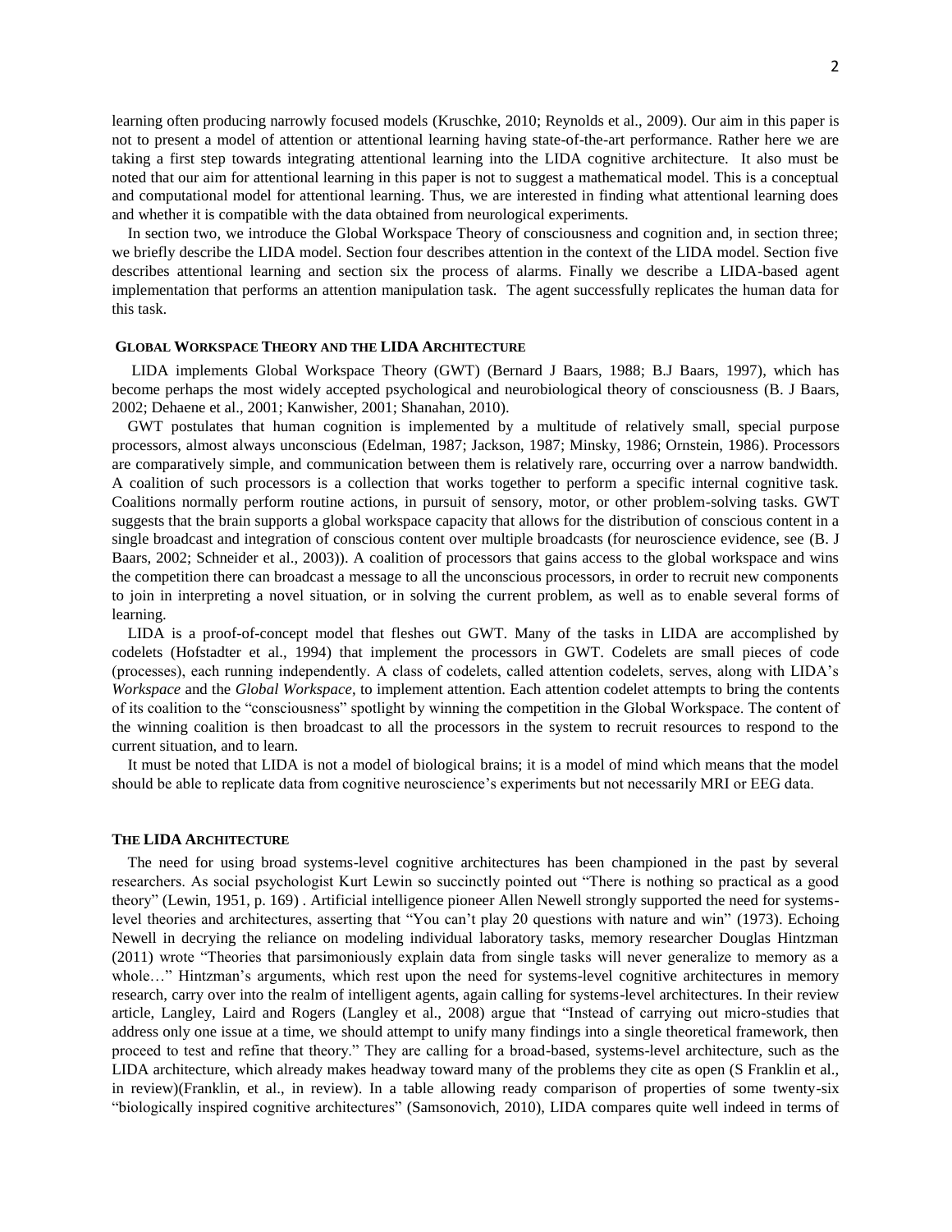learning often producing narrowly focused models (Kruschke, 2010; Reynolds et al., 2009). Our aim in this paper is not to present a model of attention or attentional learning having state-of-the-art performance. Rather here we are taking a first step towards integrating attentional learning into the LIDA cognitive architecture. It also must be noted that our aim for attentional learning in this paper is not to suggest a mathematical model. This is a conceptual and computational model for attentional learning. Thus, we are interested in finding what attentional learning does and whether it is compatible with the data obtained from neurological experiments.

In section two, we introduce the Global Workspace Theory of consciousness and cognition and, in section three; we briefly describe the LIDA model. Section four describes attention in the context of the LIDA model. Section five describes attentional learning and section six the process of alarms. Finally we describe a LIDA-based agent implementation that performs an attention manipulation task. The agent successfully replicates the human data for this task.

## Global Workspace Theory and the LIDA Architecture

LIDA implements Global Workspace Theory (GWT) (Bernard J Baars, 1988; B.J Baars, 1997), which has become perhaps the most widely accepted psychological and neurobiological theory of consciousness (B. J Baars, 2002; Dehaene et al., 2001; Kanwisher, 2001; Shanahan, 2010).

GWT postulates that human cognition is implemented by a multitude of relatively small, special purpose processors, almost always unconscious (Edelman, 1987; Jackson, 1987; Minsky, 1986; Ornstein, 1986). Processors are comparatively simple, and communication between them is relatively rare, occurring over a narrow bandwidth. A coalition of such processors is a collection that works together to perform a specific internal cognitive task. Coalitions normally perform routine actions, in pursuit of sensory, motor, or other problem-solving tasks. GWT suggests that the brain supports a global workspace capacity that allows for the distribution of conscious content in a single broadcast and integration of conscious content over multiple broadcasts (for neuroscience evidence, see (B. J Baars, 2002; Schneider et al., 2003)). A coalition of processors that gains access to the global workspace and wins the competition there can broadcast a message to all the unconscious processors, in order to recruit new components to join in interpreting a novel situation, or in solving the current problem, as well as to enable several forms of learning.

LIDA is a proof-of-concept model that fleshes out GWT. Many of the tasks in LIDA are accomplished by codelets (Hofstadter et al., 1994) that implement the processors in GWT. Codelets are small pieces of code (processes), each running independently. A class of codelets, called attention codelets, serves, along with LIDA's *Workspace* and the *Global Workspace*, to implement attention. Each attention codelet attempts to bring the contents of its coalition to the "consciousness" spotlight by winning the competition in the Global Workspace. The content of the winning coalition is then broadcast to all the processors in the system to recruit resources to respond to the current situation, and to learn.

It must be noted that LIDA is not a model of biological brains; it is a model of mind which means that the model should be able to replicate data from cognitive neuroscience's experiments but not necessarily MRI or EEG data.

## The LIDA Architecture

The need for using broad systems-level cognitive architectures has been championed in the past by several researchers. As social psychologist Kurt Lewin so succinctly pointed out "There is nothing so practical as a good theory" (Lewin, 1951, p. 169) . Artificial intelligence pioneer Allen Newell strongly supported the need for systems-level theories and architectures, asserting that "You can't play 20 questions with nature and win" (1973). Echoing Newell in decrying the reliance on modeling individual laboratory tasks, memory researcher Douglas Hintzman (2011) wrote "Theories that parsimoniously explain data from single tasks will never generalize to memory as a whole…" Hintzman's arguments, which rest upon the need for systems-level cognitive architectures in memory research, carry over into the realm of intelligent agents, again calling for systems-level architectures. In their review article, Langley, Laird and Rogers (Langley et al., 2008) argue that "Instead of carrying out micro-studies that address only one issue at a time, we should attempt to unify many findings into a single theoretical framework, then proceed to test and refine that theory." They are calling for a broad-based, systems-level architecture, such as the LIDA architecture, which already makes headway toward many of the problems they cite as open (S Franklin et al., in review)(Franklin, et al., in review). In a table allowing ready comparison of properties of some twenty-six "biologically inspired cognitive architectures" (Samsonovich, 2010), LIDA compares quite well indeed in terms of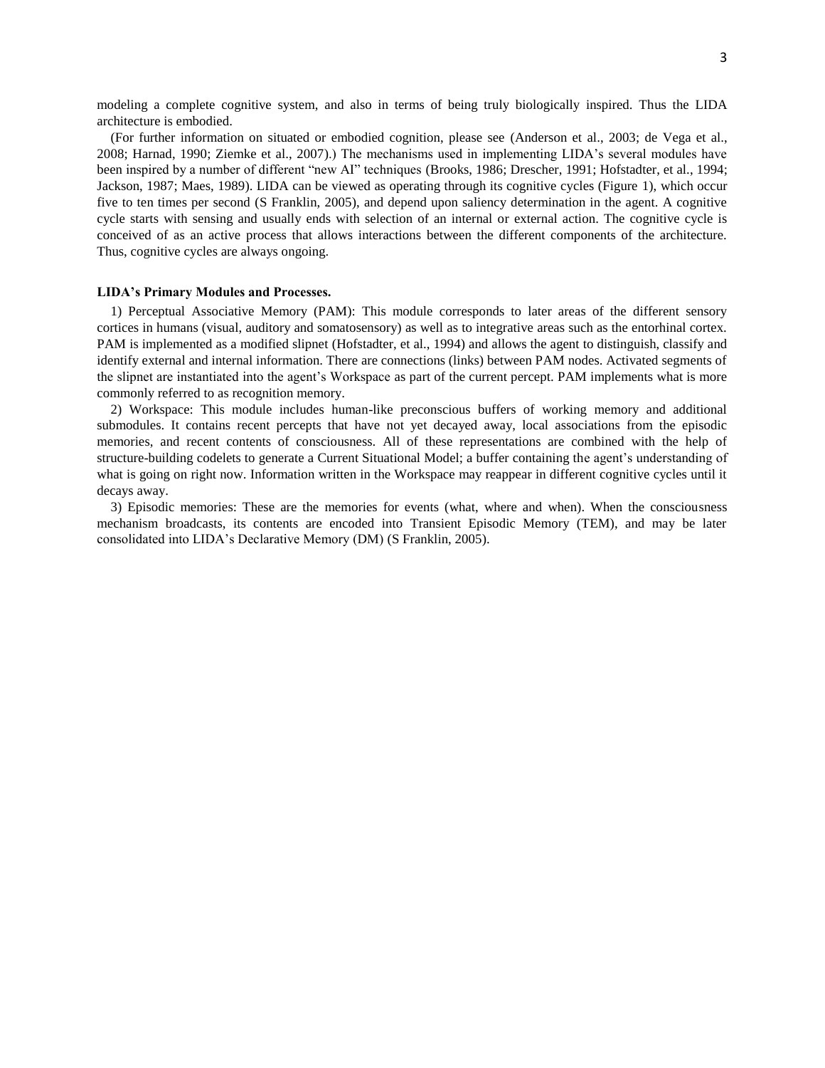modeling a complete cognitive system, and also in terms of being truly biologically inspired. Thus the LIDA architecture is embodied.

(For further information on situated or embodied cognition, please see (Anderson et al., 2003; de Vega et al., 2008; Harnad, 1990; Ziemke et al., 2007).) The mechanisms used in implementing LIDA's several modules have been inspired by a number of different "new AI" techniques (Brooks, 1986; Drescher, 1991; Hofstadter, et al., 1994; Jackson, 1987; Maes, 1989). LIDA can be viewed as operating through its cognitive cycles (Figure 1), which occur five to ten times per second (S Franklin, 2005), and depend upon saliency determination in the agent. A cognitive cycle starts with sensing and usually ends with selection of an internal or external action. The cognitive cycle is conceived of as an active process that allows interactions between the different components of the architecture. Thus, cognitive cycles are always ongoing.

**LIDA's Primary Modules and Processes.**

1) Perceptual Associative Memory (PAM): This module corresponds to later areas of the different sensory cortices in humans (visual, auditory and somatosensory) as well as to integrative areas such as the entorhinal cortex. PAM is implemented as a modified slipnet (Hofstadter, et al., 1994) and allows the agent to distinguish, classify and identify external and internal information. There are connections (links) between PAM nodes. Activated segments of the slipnet are instantiated into the agent's Workspace as part of the current percept. PAM implements what is more commonly referred to as recognition memory.

2) Workspace: This module includes human-like preconscious buffers of working memory and additional submodules. It contains recent percepts that have not yet decayed away, local associations from the episodic memories, and recent contents of consciousness. All of these representations are combined with the help of structure-building codelets to generate a Current Situational Model; a buffer containing the agent's understanding of what is going on right now. Information written in the Workspace may reappear in different cognitive cycles until it decays away.

3) Episodic memories: These are the memories for events (what, where and when). When the consciousness mechanism broadcasts, its contents are encoded into Transient Episodic Memory (TEM), and may be later consolidated into LIDA's Declarative Memory (DM) (S Franklin, 2005).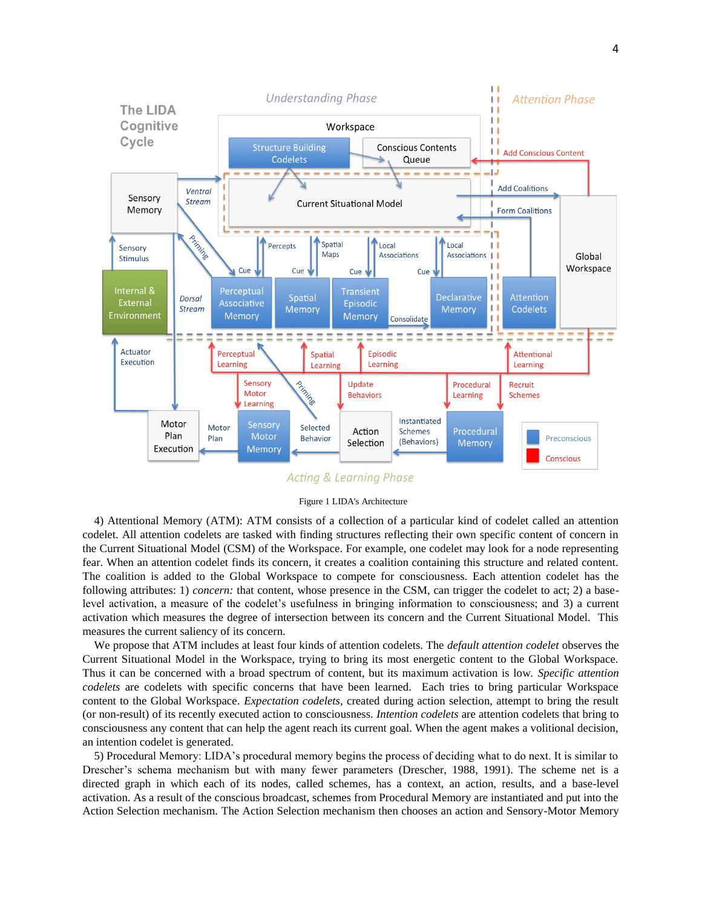Figure 1 LIDA's Architecture

4) Attentional Memory (ATM): ATM consists of a collection of a particular kind of codelet called an attention codelet. All attention codelets are tasked with finding structures reflecting their own specific content of concern in the Current Situational Model (CSM) of the Workspace. For example, one codelet may look for a node representing fear. When an attention codelet finds its concern, it creates a coalition containing this structure and related content. The coalition is added to the Global Workspace to compete for consciousness. Each attention codelet has the following attributes: 1) *concern:* that content, whose presence in the CSM, can trigger the codelet to act; 2) a base-level activation, a measure of the codelet's usefulness in bringing information to consciousness; and 3) a current activation which measures the degree of intersection between its concern and the Current Situational Model. This measures the current saliency of its concern.

We propose that ATM includes at least four kinds of attention codelets. The *default attention codelet* observes the Current Situational Model in the Workspace, trying to bring its most energetic content to the Global Workspace. Thus it can be concerned with a broad spectrum of content, but its maximum activation is low. *Specific attention codelets* are codelets with specific concerns that have been learned. Each tries to bring particular Workspace content to the Global Workspace. *Expectation codelets*, created during action selection, attempt to bring the result (or non-result) of its recently executed action to consciousness. *Intention codelets* are attention codelets that bring to consciousness any content that can help the agent reach its current goal. When the agent makes a volitional decision, an intention codelet is generated.

5) Procedural Memory: LIDA's procedural memory begins the process of deciding what to do next. It is similar to Drescher's schema mechanism but with many fewer parameters (Drescher, 1988, 1991). The scheme net is a directed graph in which each of its nodes, called schemes, has a context, an action, results, and a base-level activation. As a result of the conscious broadcast, schemes from Procedural Memory are instantiated and put into the Action Selection mechanism. The Action Selection mechanism then chooses an action and Sensory-Motor Memory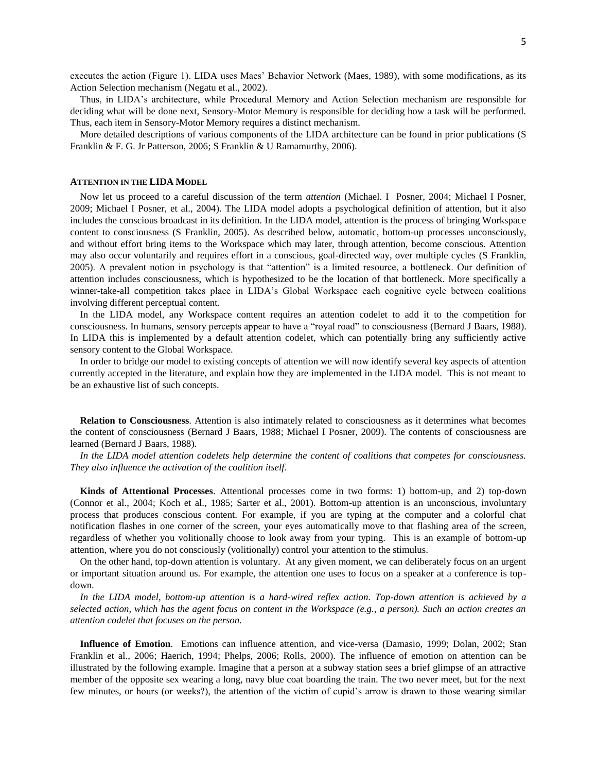executes the action (Figure 1). LIDA uses Maes' Behavior Network (Maes, 1989), with some modifications, as its Action Selection mechanism (Negatu et al., 2002).

Thus, in LIDA's architecture, while Procedural Memory and Action Selection mechanism are responsible for deciding what will be done next, Sensory-Motor Memory is responsible for deciding how a task will be performed. Thus, each item in Sensory-Motor Memory requires a distinct mechanism.

More detailed descriptions of various components of the LIDA architecture can be found in prior publications (S Franklin & F. G. Jr Patterson, 2006; S Franklin & U Ramamurthy, 2006).

## ATTENTION IN THE LIDA MODEL

Now let us proceed to a careful discussion of the term *attention* (Michael. I Posner, 2004; Michael I Posner, 2009; Michael I Posner, et al., 2004). The LIDA model adopts a psychological definition of attention, but it also includes the conscious broadcast in its definition. In the LIDA model, attention is the process of bringing Workspace content to consciousness (S Franklin, 2005). As described below, automatic, bottom-up processes unconsciously, and without effort bring items to the Workspace which may later, through attention, become conscious. Attention may also occur voluntarily and requires effort in a conscious, goal-directed way, over multiple cycles (S Franklin, 2005). A prevalent notion in psychology is that "attention" is a limited resource, a bottleneck. Our definition of attention includes consciousness, which is hypothesized to be the location of that bottleneck. More specifically a winner-take-all competition takes place in LIDA's Global Workspace each cognitive cycle between coalitions involving different perceptual content.

In the LIDA model, any Workspace content requires an attention codelet to add it to the competition for consciousness. In humans, sensory percepts appear to have a "royal road" to consciousness (Bernard J Baars, 1988). In LIDA this is implemented by a default attention codelet, which can potentially bring any sufficiently active sensory content to the Global Workspace.

In order to bridge our model to existing concepts of attention we will now identify several key aspects of attention currently accepted in the literature, and explain how they are implemented in the LIDA model. This is not meant to be an exhaustive list of such concepts.

**Relation to Consciousness**. Attention is also intimately related to consciousness as it determines what becomes the content of consciousness (Bernard J Baars, 1988; Michael I Posner, 2009). The contents of consciousness are learned (Bernard J Baars, 1988).

*In the LIDA model attention codelets help determine the content of coalitions that competes for consciousness. They also influence the activation of the coalition itself.*

**Kinds of Attentional Processes**. Attentional processes come in two forms: 1) bottom-up, and 2) top-down (Connor et al., 2004; Koch et al., 1985; Sarter et al., 2001). Bottom-up attention is an unconscious, involuntary process that produces conscious content. For example, if you are typing at the computer and a colorful chat notification flashes in one corner of the screen, your eyes automatically move to that flashing area of the screen, regardless of whether you volitionally choose to look away from your typing. This is an example of bottom-up attention, where you do not consciously (volitionally) control your attention to the stimulus.

On the other hand, top-down attention is voluntary. At any given moment, we can deliberately focus on an urgent or important situation around us. For example, the attention one uses to focus on a speaker at a conference is top-down.

*In the LIDA model, bottom-up attention is a hard-wired reflex action. Top-down attention is achieved by a selected action, which has the agent focus on content in the Workspace (e.g., a person). Such an action creates an attention codelet that focuses on the person.*

**Influence of Emotion**. Emotions can influence attention, and vice-versa (Damasio, 1999; Dolan, 2002; Stan Franklin et al., 2006; Haerich, 1994; Phelps, 2006; Rolls, 2000). The influence of emotion on attention can be illustrated by the following example. Imagine that a person at a subway station sees a brief glimpse of an attractive member of the opposite sex wearing a long, navy blue coat boarding the train. The two never meet, but for the next few minutes, or hours (or weeks?), the attention of the victim of cupid's arrow is drawn to those wearing similar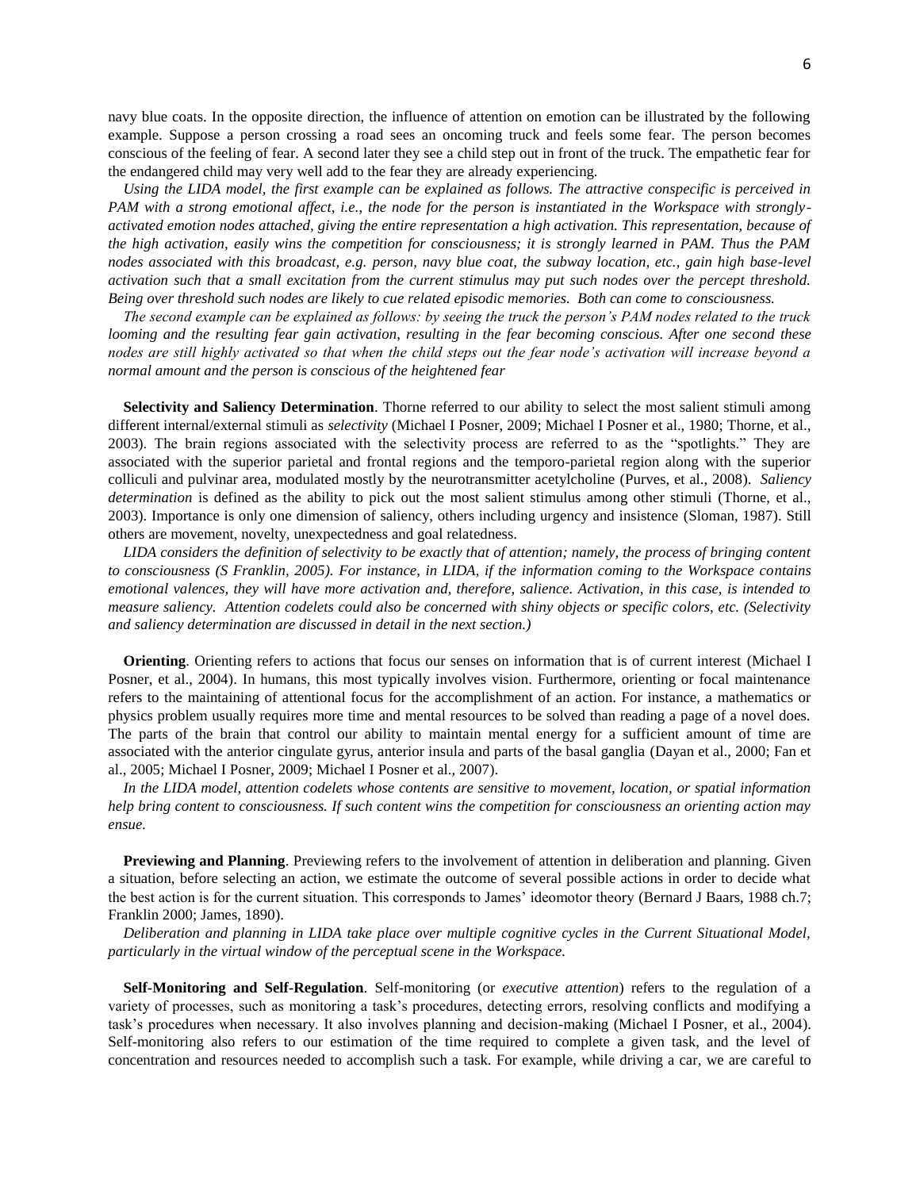navy blue coats. In the opposite direction, the influence of attention on emotion can be illustrated by the following example. Suppose a person crossing a road sees an oncoming truck and feels some fear. The person becomes conscious of the feeling of fear. A second later they see a child step out in front of the truck. The empathetic fear for the endangered child may very well add to the fear they are already experiencing.

*Using the LIDA model, the first example can be explained as follows. The attractive conspecific is perceived in PAM with a strong emotional affect, i.e., the node for the person is instantiated in the Workspace with strongly-activated emotion nodes attached, giving the entire representation a high activation. This representation, because of the high activation, easily wins the competition for consciousness; it is strongly learned in PAM. Thus the PAM nodes associated with this broadcast, e.g. person, navy blue coat, the subway location, etc., gain high base-level activation such that a small excitation from the current stimulus may put such nodes over the percept threshold. Being over threshold such nodes are likely to cue related episodic memories. Both can come to consciousness.*

*The second example can be explained as follows: by seeing the truck the person's PAM nodes related to the truck looming and the resulting fear gain activation, resulting in the fear becoming conscious. After one second these nodes are still highly activated so that when the child steps out the fear node's activation will increase beyond a normal amount and the person is conscious of the heightened fear*

**Selectivity and Saliency Determination**. Thorne referred to our ability to select the most salient stimuli among different internal/external stimuli as *selectivity* (Michael I Posner, 2009; Michael I Posner et al., 1980; Thorne, et al., 2003). The brain regions associated with the selectivity process are referred to as the "spotlights." They are associated with the superior parietal and frontal regions and the temporo-parietal region along with the superior colliculi and pulvinar area, modulated mostly by the neurotransmitter acetylcholine (Purves, et al., 2008). *Saliency determination* is defined as the ability to pick out the most salient stimulus among other stimuli (Thorne, et al., 2003). Importance is only one dimension of saliency, others including urgency and insistence (Sloman, 1987). Still others are movement, novelty, unexpectedness and goal relatedness.

*LIDA considers the definition of selectivity to be exactly that of attention; namely, the process of bringing content to consciousness (S Franklin, 2005). For instance, in LIDA, if the information coming to the Workspace contains emotional valences, they will have more activation and, therefore, salience. Activation, in this case, is intended to measure saliency. Attention codelets could also be concerned with shiny objects or specific colors, etc. (Selectivity and saliency determination are discussed in detail in the next section.)*

**Orienting**. Orienting refers to actions that focus our senses on information that is of current interest (Michael I Posner, et al., 2004). In humans, this most typically involves vision. Furthermore, orienting or focal maintenance refers to the maintaining of attentional focus for the accomplishment of an action. For instance, a mathematics or physics problem usually requires more time and mental resources to be solved than reading a page of a novel does. The parts of the brain that control our ability to maintain mental energy for a sufficient amount of time are associated with the anterior cingulate gyrus, anterior insula and parts of the basal ganglia (Dayan et al., 2000; Fan et al., 2005; Michael I Posner, 2009; Michael I Posner et al., 2007).

*In the LIDA model, attention codelets whose contents are sensitive to movement, location, or spatial information help bring content to consciousness. If such content wins the competition for consciousness an orienting action may ensue.*

**Previewing and Planning**. Previewing refers to the involvement of attention in deliberation and planning. Given a situation, before selecting an action, we estimate the outcome of several possible actions in order to decide what the best action is for the current situation. This corresponds to James' ideomotor theory (Bernard J Baars, 1988 ch.7; Franklin 2000; James, 1890).

*Deliberation and planning in LIDA take place over multiple cognitive cycles in the Current Situational Model, particularly in the virtual window of the perceptual scene in the Workspace.*

**Self-Monitoring and Self-Regulation**. Self-monitoring (or *executive attention*) refers to the regulation of a variety of processes, such as monitoring a task's procedures, detecting errors, resolving conflicts and modifying a task's procedures when necessary. It also involves planning and decision-making (Michael I Posner, et al., 2004). Self-monitoring also refers to our estimation of the time required to complete a given task, and the level of concentration and resources needed to accomplish such a task. For example, while driving a car, we are careful to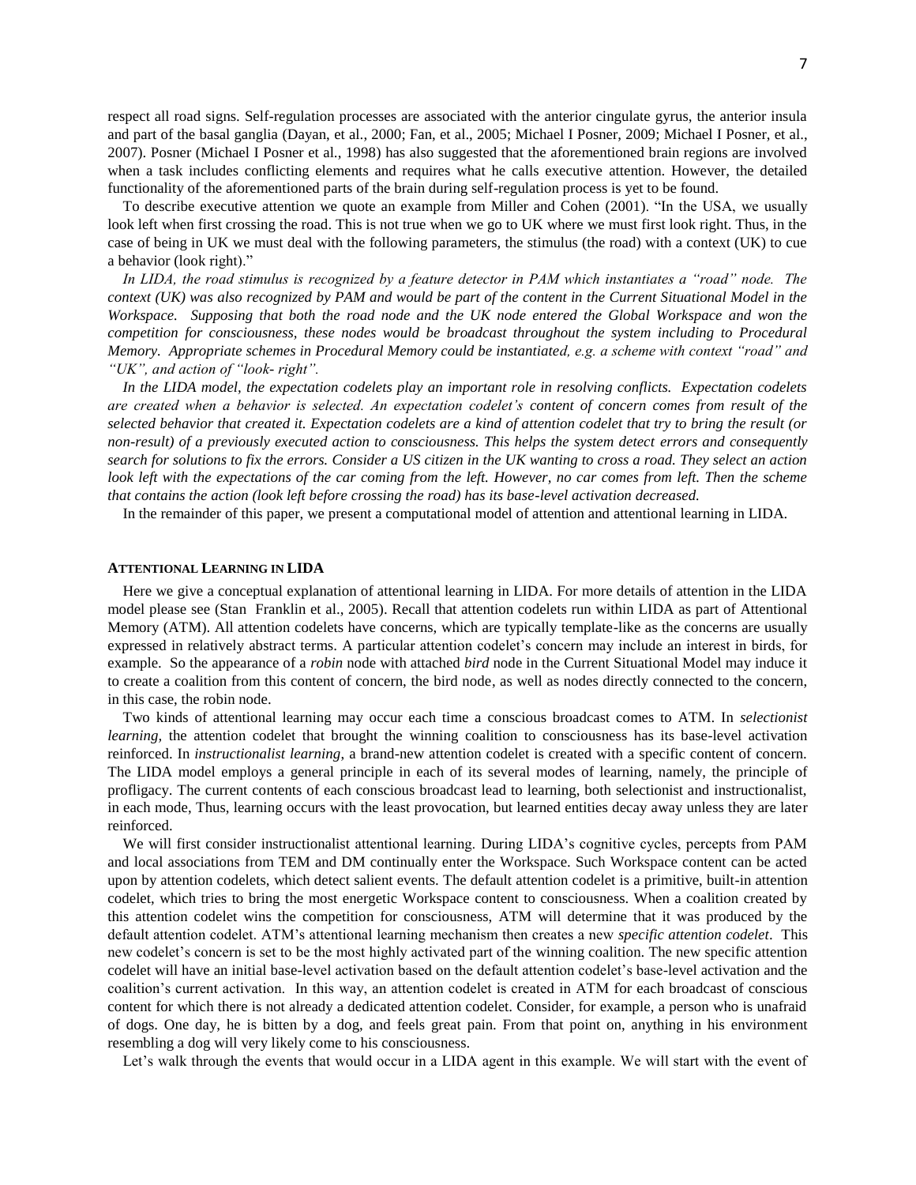respect all road signs. Self-regulation processes are associated with the anterior cingulate gyrus, the anterior insula and part of the basal ganglia (Dayan, et al., 2000; Fan, et al., 2005; Michael I Posner, 2009; Michael I Posner, et al., 2007). Posner (Michael I Posner et al., 1998) has also suggested that the aforementioned brain regions are involved when a task includes conflicting elements and requires what he calls executive attention. However, the detailed functionality of the aforementioned parts of the brain during self-regulation process is yet to be found.

To describe executive attention we quote an example from Miller and Cohen (2001). "In the USA, we usually look left when first crossing the road. This is not true when we go to UK where we must first look right. Thus, in the case of being in UK we must deal with the following parameters, the stimulus (the road) with a context (UK) to cue a behavior (look right)."

*In LIDA, the road stimulus is recognized by a feature detector in PAM which instantiates a "road" node. The context (UK) was also recognized by PAM and would be part of the content in the Current Situational Model in the Workspace. Supposing that both the road node and the UK node entered the Global Workspace and won the competition for consciousness, these nodes would be broadcast throughout the system including to Procedural Memory. Appropriate schemes in Procedural Memory could be instantiated, e.g. a scheme with context "road" and "UK", and action of "look- right".*

*In the LIDA model, the expectation codelets play an important role in resolving conflicts. Expectation codelets are created when a behavior is selected. An expectation codelet's content of concern comes from result of the selected behavior that created it. Expectation codelets are a kind of attention codelet that try to bring the result (or non-result) of a previously executed action to consciousness. This helps the system detect errors and consequently search for solutions to fix the errors. Consider a US citizen in the UK wanting to cross a road. They select an action look left with the expectations of the car coming from the left. However, no car comes from left. Then the scheme that contains the action (look left before crossing the road) has its base-level activation decreased.*

In the remainder of this paper, we present a computational model of attention and attentional learning in LIDA.

## ATTENTIONAL LEARNING IN LIDA

Here we give a conceptual explanation of attentional learning in LIDA. For more details of attention in the LIDA model please see (Stan Franklin et al., 2005). Recall that attention codelets run within LIDA as part of Attentional Memory (ATM). All attention codelets have concerns, which are typically template-like as the concerns are usually expressed in relatively abstract terms. A particular attention codelet's concern may include an interest in birds, for example. So the appearance of a *robin* node with attached *bird* node in the Current Situational Model may induce it to create a coalition from this content of concern, the bird node, as well as nodes directly connected to the concern, in this case, the robin node.

Two kinds of attentional learning may occur each time a conscious broadcast comes to ATM. In *selectionist learning*, the attention codelet that brought the winning coalition to consciousness has its base-level activation reinforced. In *instructionalist learning*, a brand-new attention codelet is created with a specific content of concern. The LIDA model employs a general principle in each of its several modes of learning, namely, the principle of profligacy. The current contents of each conscious broadcast lead to learning, both selectionist and instructionalist, in each mode, Thus, learning occurs with the least provocation, but learned entities decay away unless they are later reinforced.

We will first consider instructionalist attentional learning. During LIDA's cognitive cycles, percepts from PAM and local associations from TEM and DM continually enter the Workspace. Such Workspace content can be acted upon by attention codelets, which detect salient events. The default attention codelet is a primitive, built-in attention codelet, which tries to bring the most energetic Workspace content to consciousness. When a coalition created by this attention codelet wins the competition for consciousness, ATM will determine that it was produced by the default attention codelet. ATM's attentional learning mechanism then creates a new *specific attention codelet*. This new codelet's concern is set to be the most highly activated part of the winning coalition. The new specific attention codelet will have an initial base-level activation based on the default attention codelet's base-level activation and the coalition's current activation. In this way, an attention codelet is created in ATM for each broadcast of conscious content for which there is not already a dedicated attention codelet. Consider, for example, a person who is unafraid of dogs. One day, he is bitten by a dog, and feels great pain. From that point on, anything in his environment resembling a dog will very likely come to his consciousness.

Let's walk through the events that would occur in a LIDA agent in this example. We will start with the event of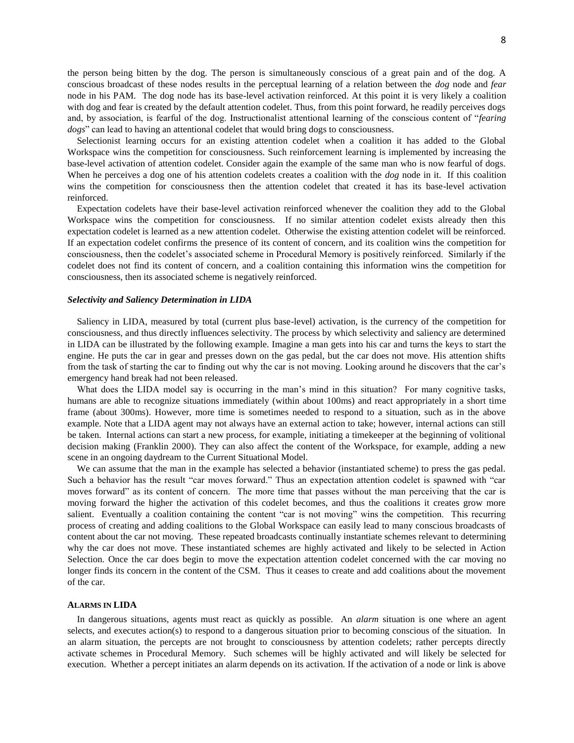the person being bitten by the dog. The person is simultaneously conscious of a great pain and of the dog. A conscious broadcast of these nodes results in the perceptual learning of a relation between the *dog* node and *fear* node in his PAM. The dog node has its base-level activation reinforced. At this point it is very likely a coalition with dog and fear is created by the default attention codelet. Thus, from this point forward, he readily perceives dogs and, by association, is fearful of the dog. Instructionalist attentional learning of the conscious content of "*fearing dogs*" can lead to having an attentional codelet that would bring dogs to consciousness.

Selectionist learning occurs for an existing attention codelet when a coalition it has added to the Global Workspace wins the competition for consciousness. Such reinforcement learning is implemented by increasing the base-level activation of attention codelet. Consider again the example of the same man who is now fearful of dogs. When he perceives a dog one of his attention codelets creates a coalition with the *dog* node in it. If this coalition wins the competition for consciousness then the attention codelet that created it has its base-level activation reinforced.

Expectation codelets have their base-level activation reinforced whenever the coalition they add to the Global Workspace wins the competition for consciousness. If no similar attention codelet exists already then this expectation codelet is learned as a new attention codelet. Otherwise the existing attention codelet will be reinforced. If an expectation codelet confirms the presence of its content of concern, and its coalition wins the competition for consciousness, then the codelet's associated scheme in Procedural Memory is positively reinforced. Similarly if the codelet does not find its content of concern, and a coalition containing this information wins the competition for consciousness, then its associated scheme is negatively reinforced.

### *Selectivity and Saliency Determination in LIDA*

Saliency in LIDA, measured by total (current plus base-level) activation, is the currency of the competition for consciousness, and thus directly influences selectivity. The process by which selectivity and saliency are determined in LIDA can be illustrated by the following example. Imagine a man gets into his car and turns the keys to start the engine. He puts the car in gear and presses down on the gas pedal, but the car does not move. His attention shifts from the task of starting the car to finding out why the car is not moving. Looking around he discovers that the car's emergency hand break had not been released.

What does the LIDA model say is occurring in the man's mind in this situation? For many cognitive tasks, humans are able to recognize situations immediately (within about 100ms) and react appropriately in a short time frame (about 300ms). However, more time is sometimes needed to respond to a situation, such as in the above example. Note that a LIDA agent may not always have an external action to take; however, internal actions can still be taken. Internal actions can start a new process, for example, initiating a timekeeper at the beginning of volitional decision making (Franklin 2000). They can also affect the content of the Workspace, for example, adding a new scene in an ongoing daydream to the Current Situational Model.

We can assume that the man in the example has selected a behavior (instantiated scheme) to press the gas pedal. Such a behavior has the result "car moves forward." Thus an expectation attention codelet is spawned with "car moves forward" as its content of concern. The more time that passes without the man perceiving that the car is moving forward the higher the activation of this codelet becomes, and thus the coalitions it creates grow more salient. Eventually a coalition containing the content "car is not moving" wins the competition. This recurring process of creating and adding coalitions to the Global Workspace can easily lead to many conscious broadcasts of content about the car not moving. These repeated broadcasts continually instantiate schemes relevant to determining why the car does not move. These instantiated schemes are highly activated and likely to be selected in Action Selection. Once the car does begin to move the expectation attention codelet concerned with the car moving no longer finds its concern in the content of the CSM. Thus it ceases to create and add coalitions about the movement of the car.

## ALARMS IN LIDA

In dangerous situations, agents must react as quickly as possible. An *alarm* situation is one where an agent selects, and executes action(s) to respond to a dangerous situation prior to becoming conscious of the situation. In an alarm situation, the percepts are not brought to consciousness by attention codelets; rather percepts directly activate schemes in Procedural Memory. Such schemes will be highly activated and will likely be selected for execution. Whether a percept initiates an alarm depends on its activation. If the activation of a node or link is above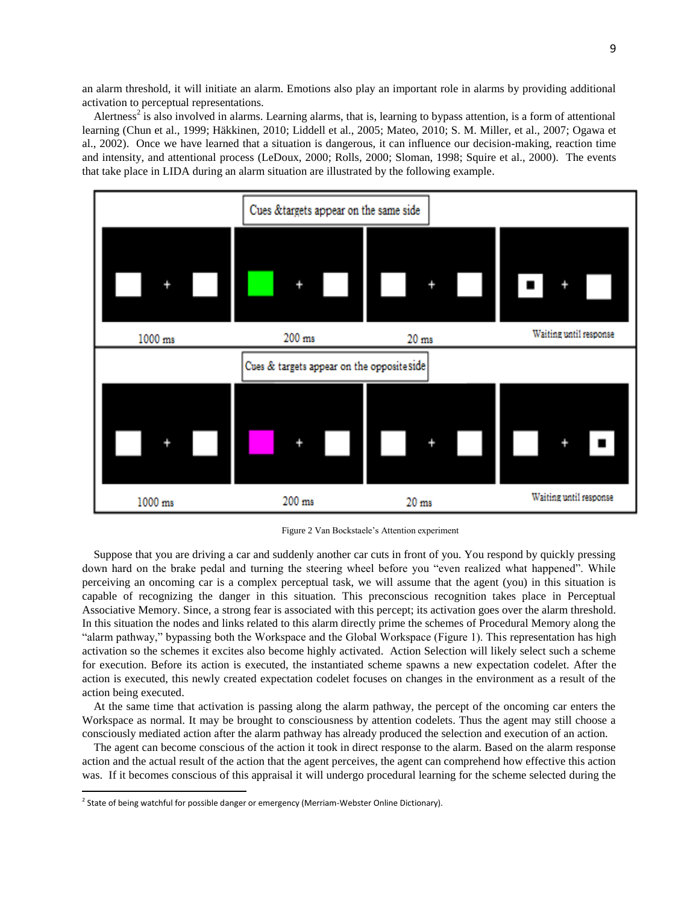an alarm threshold, it will initiate an alarm. Emotions also play an important role in alarms by providing additional activation to perceptual representations.

Alertness[2] is also involved in alarms. Learning alarms, that is, learning to bypass attention, is a form of attentional learning (Chun et al., 1999; Häkkinen, 2010; Liddell et al., 2005; Mateo, 2010; S. M. Miller, et al., 2007; Ogawa et al., 2002). Once we have learned that a situation is dangerous, it can influence our decision-making, reaction time and intensity, and attentional process (LeDoux, 2000; Rolls, 2000; Sloman, 1998; Squire et al., 2000). The events that take place in LIDA during an alarm situation are illustrated by the following example.

Cues &targets appear on the same side

1000 ms | 200 ms | 20 ms | Waiting until response

Cues & targets appear on the opposite side

1000 ms | 200 ms | 20 ms | Waiting until response

Figure 2 Van Bockstaele's Attention experiment

Suppose that you are driving a car and suddenly another car cuts in front of you. You respond by quickly pressing down hard on the brake pedal and turning the steering wheel before you "even realized what happened". While perceiving an oncoming car is a complex perceptual task, we will assume that the agent (you) in this situation is capable of recognizing the danger in this situation. This preconscious recognition takes place in Perceptual Associative Memory. Since, a strong fear is associated with this percept; its activation goes over the alarm threshold. In this situation the nodes and links related to this alarm directly prime the schemes of Procedural Memory along the "alarm pathway," bypassing both the Workspace and the Global Workspace (Figure 1). This representation has high activation so the schemes it excites also become highly activated. Action Selection will likely select such a scheme for execution. Before its action is executed, the instantiated scheme spawns a new expectation codelet. After the action is executed, this newly created expectation codelet focuses on changes in the environment as a result of the action being executed.

At the same time that activation is passing along the alarm pathway, the percept of the oncoming car enters the Workspace as normal. It may be brought to consciousness by attention codelets. Thus the agent may still choose a consciously mediated action after the alarm pathway has already produced the selection and execution of an action.

The agent can become conscious of the action it took in direct response to the alarm. Based on the alarm response action and the actual result of the action that the agent perceives, the agent can comprehend how effective this action was. If it becomes conscious of this appraisal it will undergo procedural learning for the scheme selected during the

[2] State of being watchful for possible danger or emergency (Merriam-Webster Online Dictionary).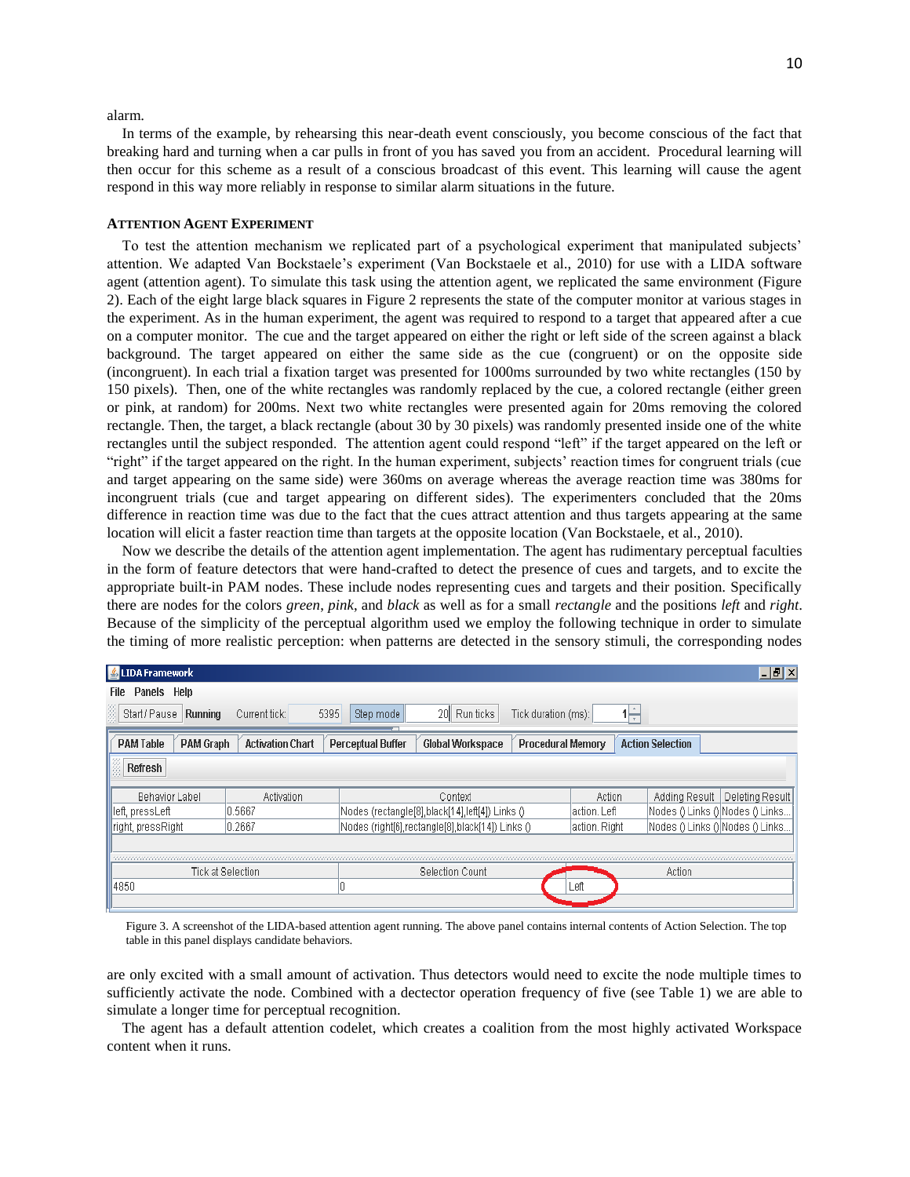alarm.

In terms of the example, by rehearsing this near-death event consciously, you become conscious of the fact that breaking hard and turning when a car pulls in front of you has saved you from an accident. Procedural learning will then occur for this scheme as a result of a conscious broadcast of this event. This learning will cause the agent respond in this way more reliably in response to similar alarm situations in the future.

### ATTENTION AGENT EXPERIMENT

To test the attention mechanism we replicated part of a psychological experiment that manipulated subjects' attention. We adapted Van Bockstaele's experiment (Van Bockstaele et al., 2010) for use with a LIDA software agent (attention agent). To simulate this task using the attention agent, we replicated the same environment (Figure 2). Each of the eight large black squares in Figure 2 represents the state of the computer monitor at various stages in the experiment. As in the human experiment, the agent was required to respond to a target that appeared after a cue on a computer monitor. The cue and the target appeared on either the right or left side of the screen against a black background. The target appeared on either the same side as the cue (congruent) or on the opposite side (incongruent). In each trial a fixation target was presented for 1000ms surrounded by two white rectangles (150 by 150 pixels). Then, one of the white rectangles was randomly replaced by the cue, a colored rectangle (either green or pink, at random) for 200ms. Next two white rectangles were presented again for 20ms removing the colored rectangle. Then, the target, a black rectangle (about 30 by 30 pixels) was randomly presented inside one of the white rectangles until the subject responded. The attention agent could respond "left" if the target appeared on the left or "right" if the target appeared on the right. In the human experiment, subjects' reaction times for congruent trials (cue and target appearing on the same side) were 360ms on average whereas the average reaction time was 380ms for incongruent trials (cue and target appearing on different sides). The experimenters concluded that the 20ms difference in reaction time was due to the fact that the cues attract attention and thus targets appearing at the same location will elicit a faster reaction time than targets at the opposite location (Van Bockstaele, et al., 2010).

Now we describe the details of the attention agent implementation. The agent has rudimentary perceptual faculties in the form of feature detectors that were hand-crafted to detect the presence of cues and targets, and to excite the appropriate built-in PAM nodes. These include nodes representing cues and targets and their position. Specifically there are nodes for the colors *green*, *pink*, and *black* as well as for a small *rectangle* and the positions *left* and *right*. Because of the simplicity of the perceptual algorithm used we employ the following technique in order to simulate the timing of more realistic perception: when patterns are detected in the sensory stimuli, the corresponding nodes

| Behavior Label | Activation | Context | Action | Adding Result | Deleting Result |
|---|---|---|---|---|---|
| left, pressLeft | 0.5667 | Nodes (rectangle[8],black[14],left[4]) Links () | action. Left | Nodes () Links () | Nodes () Links... |
| right, pressRight | 0.2667 | Nodes (right[6],rectangle[8],black[14]) Links () | action. Right | Nodes () Links () | Nodes () Links... |

| Tick at Selection | Selection Count | Action |
|---|---|---|
| 4850 | 0 | Left |

Figure 3. A screenshot of the LIDA-based attention agent running. The above panel contains internal contents of Action Selection. The top table in this panel displays candidate behaviors.

are only excited with a small amount of activation. Thus detectors would need to excite the node multiple times to sufficiently activate the node. Combined with a dectector operation frequency of five (see Table 1) we are able to simulate a longer time for perceptual recognition.

The agent has a default attention codelet, which creates a coalition from the most highly activated Workspace content when it runs.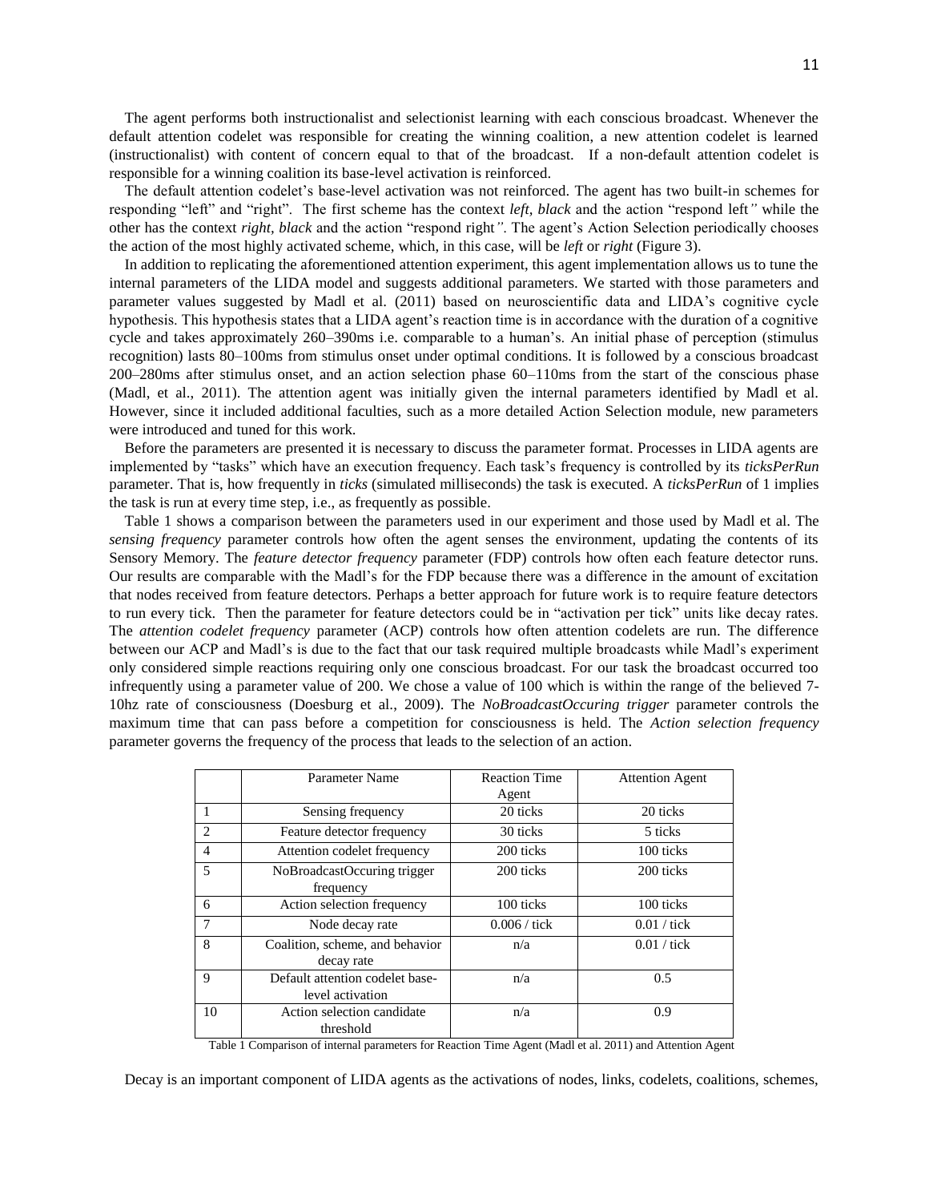The agent performs both instructionalist and selectionist learning with each conscious broadcast. Whenever the default attention codelet was responsible for creating the winning coalition, a new attention codelet is learned (instructionalist) with content of concern equal to that of the broadcast. If a non-default attention codelet is responsible for a winning coalition its base-level activation is reinforced.

The default attention codelet's base-level activation was not reinforced. The agent has two built-in schemes for responding "left" and "right". The first scheme has the context *left, black* and the action "respond left*"* while the other has the context *right, black* and the action "respond right*"*. The agent's Action Selection periodically chooses the action of the most highly activated scheme, which, in this case, will be *left* or *right* (Figure 3).

In addition to replicating the aforementioned attention experiment, this agent implementation allows us to tune the internal parameters of the LIDA model and suggests additional parameters. We started with those parameters and parameter values suggested by Madl et al. (2011) based on neuroscientific data and LIDA's cognitive cycle hypothesis. This hypothesis states that a LIDA agent's reaction time is in accordance with the duration of a cognitive cycle and takes approximately 260–390ms i.e. comparable to a human's. An initial phase of perception (stimulus recognition) lasts 80–100ms from stimulus onset under optimal conditions. It is followed by a conscious broadcast 200–280ms after stimulus onset, and an action selection phase 60–110ms from the start of the conscious phase (Madl, et al., 2011). The attention agent was initially given the internal parameters identified by Madl et al. However, since it included additional faculties, such as a more detailed Action Selection module, new parameters were introduced and tuned for this work.

Before the parameters are presented it is necessary to discuss the parameter format. Processes in LIDA agents are implemented by "tasks" which have an execution frequency. Each task's frequency is controlled by its *ticksPerRun* parameter. That is, how frequently in *ticks* (simulated milliseconds) the task is executed. A *ticksPerRun* of 1 implies the task is run at every time step, i.e., as frequently as possible.

Table 1 shows a comparison between the parameters used in our experiment and those used by Madl et al. The *sensing frequency* parameter controls how often the agent senses the environment, updating the contents of its Sensory Memory. The *feature detector frequency* parameter (FDP) controls how often each feature detector runs. Our results are comparable with the Madl's for the FDP because there was a difference in the amount of excitation that nodes received from feature detectors. Perhaps a better approach for future work is to require feature detectors to run every tick. Then the parameter for feature detectors could be in "activation per tick" units like decay rates. The *attention codelet frequency* parameter (ACP) controls how often attention codelets are run. The difference between our ACP and Madl's is due to the fact that our task required multiple broadcasts while Madl's experiment only considered simple reactions requiring only one conscious broadcast. For our task the broadcast occurred too infrequently using a parameter value of 200. We chose a value of 100 which is within the range of the believed 7-10hz rate of consciousness (Doesburg et al., 2009). The *NoBroadcastOccuring trigger* parameter controls the maximum time that can pass before a competition for consciousness is held. The *Action selection frequency* parameter governs the frequency of the process that leads to the selection of an action.

| | Parameter Name | Reaction Time Agent | Attention Agent |
|---|---|---|---|
| 1 | Sensing frequency | 20 ticks | 20 ticks |
| 2 | Feature detector frequency | 30 ticks | 5 ticks |
| 4 | Attention codelet frequency | 200 ticks | 100 ticks |
| 5 | NoBroadcastOccuring trigger frequency | 200 ticks | 200 ticks |
| 6 | Action selection frequency | 100 ticks | 100 ticks |
| 7 | Node decay rate | 0.006 / tick | 0.01 / tick |
| 8 | Coalition, scheme, and behavior decay rate | n/a | 0.01 / tick |
| 9 | Default attention codelet base-level activation | n/a | 0.5 |
| 10 | Action selection candidate threshold | n/a | 0.9 |

Table 1 Comparison of internal parameters for Reaction Time Agent (Madl et al. 2011) and Attention Agent

Decay is an important component of LIDA agents as the activations of nodes, links, codelets, coalitions, schemes,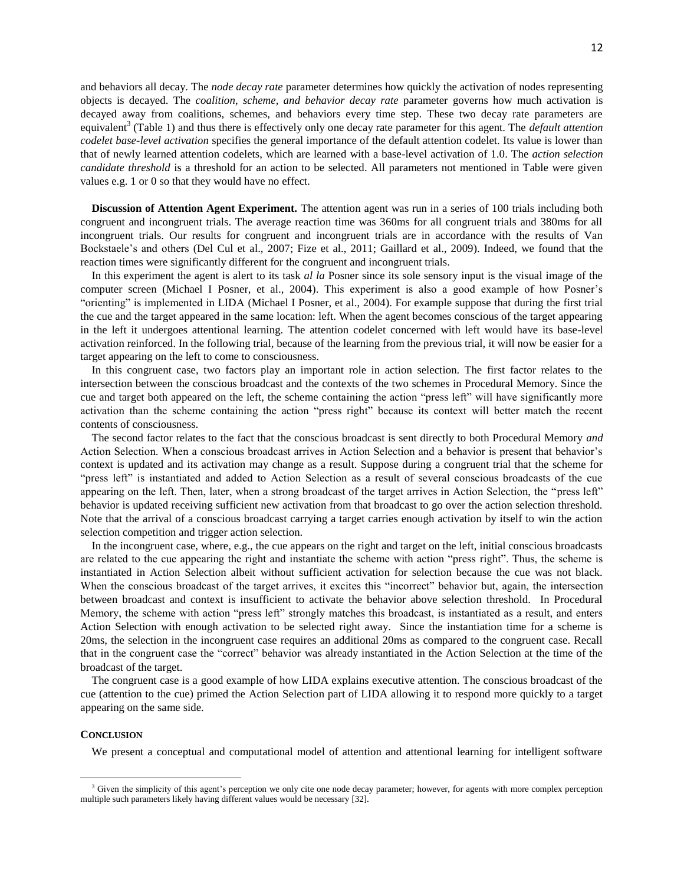and behaviors all decay. The *node decay rate* parameter determines how quickly the activation of nodes representing objects is decayed. The *coalition, scheme, and behavior decay rate* parameter governs how much activation is decayed away from coalitions, schemes, and behaviors every time step. These two decay rate parameters are equivalent[3] (Table 1) and thus there is effectively only one decay rate parameter for this agent. The *default attention codelet base-level activation* specifies the general importance of the default attention codelet. Its value is lower than that of newly learned attention codelets, which are learned with a base-level activation of 1.0. The *action selection candidate threshold* is a threshold for an action to be selected. All parameters not mentioned in Table were given values e.g. 1 or 0 so that they would have no effect.

**Discussion of Attention Agent Experiment.** The attention agent was run in a series of 100 trials including both congruent and incongruent trials. The average reaction time was 360ms for all congruent trials and 380ms for all incongruent trials. Our results for congruent and incongruent trials are in accordance with the results of Van Bockstaele's and others (Del Cul et al., 2007; Fize et al., 2011; Gaillard et al., 2009). Indeed, we found that the reaction times were significantly different for the congruent and incongruent trials.

In this experiment the agent is alert to its task *al la* Posner since its sole sensory input is the visual image of the computer screen (Michael I Posner, et al., 2004). This experiment is also a good example of how Posner's "orienting" is implemented in LIDA (Michael I Posner, et al., 2004). For example suppose that during the first trial the cue and the target appeared in the same location: left. When the agent becomes conscious of the target appearing in the left it undergoes attentional learning. The attention codelet concerned with left would have its base-level activation reinforced. In the following trial, because of the learning from the previous trial, it will now be easier for a target appearing on the left to come to consciousness.

In this congruent case, two factors play an important role in action selection. The first factor relates to the intersection between the conscious broadcast and the contexts of the two schemes in Procedural Memory. Since the cue and target both appeared on the left, the scheme containing the action "press left" will have significantly more activation than the scheme containing the action "press right" because its context will better match the recent contents of consciousness.

The second factor relates to the fact that the conscious broadcast is sent directly to both Procedural Memory *and* Action Selection. When a conscious broadcast arrives in Action Selection and a behavior is present that behavior's context is updated and its activation may change as a result. Suppose during a congruent trial that the scheme for "press left" is instantiated and added to Action Selection as a result of several conscious broadcasts of the cue appearing on the left. Then, later, when a strong broadcast of the target arrives in Action Selection, the "press left" behavior is updated receiving sufficient new activation from that broadcast to go over the action selection threshold. Note that the arrival of a conscious broadcast carrying a target carries enough activation by itself to win the action selection competition and trigger action selection.

In the incongruent case, where, e.g., the cue appears on the right and target on the left, initial conscious broadcasts are related to the cue appearing the right and instantiate the scheme with action "press right". Thus, the scheme is instantiated in Action Selection albeit without sufficient activation for selection because the cue was not black. When the conscious broadcast of the target arrives, it excites this "incorrect" behavior but, again, the intersection between broadcast and context is insufficient to activate the behavior above selection threshold. In Procedural Memory, the scheme with action "press left" strongly matches this broadcast, is instantiated as a result, and enters Action Selection with enough activation to be selected right away. Since the instantiation time for a scheme is 20ms, the selection in the incongruent case requires an additional 20ms as compared to the congruent case. Recall that in the congruent case the "correct" behavior was already instantiated in the Action Selection at the time of the broadcast of the target.

The congruent case is a good example of how LIDA explains executive attention. The conscious broadcast of the cue (attention to the cue) primed the Action Selection part of LIDA allowing it to respond more quickly to a target appearing on the same side.

## CONCLUSION

We present a conceptual and computational model of attention and attentional learning for intelligent software

[3] Given the simplicity of this agent's perception we only cite one node decay parameter; however, for agents with more complex perception multiple such parameters likely having different values would be necessary [32].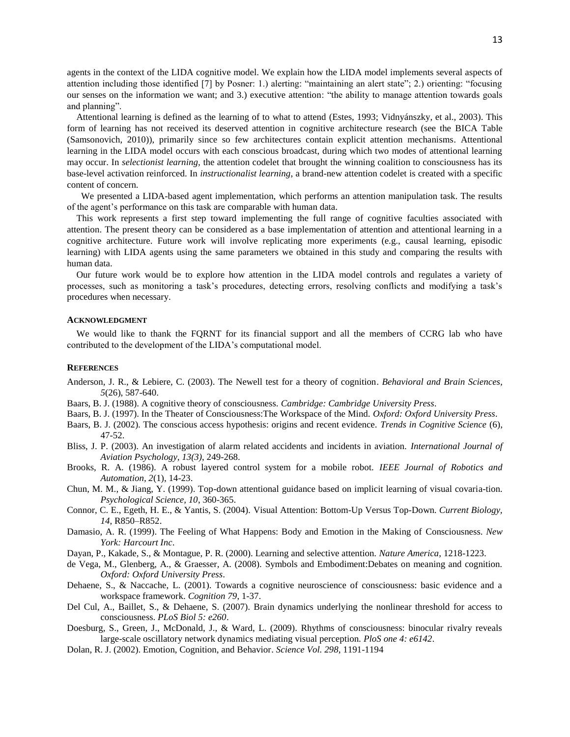agents in the context of the LIDA cognitive model. We explain how the LIDA model implements several aspects of attention including those identified [7] by Posner: 1.) alerting: "maintaining an alert state"; 2.) orienting: "focusing our senses on the information we want; and 3.) executive attention: "the ability to manage attention towards goals and planning".

Attentional learning is defined as the learning of to what to attend (Estes, 1993; Vidnyánszky, et al., 2003). This form of learning has not received its deserved attention in cognitive architecture research (see the BICA Table (Samsonovich, 2010)), primarily since so few architectures contain explicit attention mechanisms. Attentional learning in the LIDA model occurs with each conscious broadcast, during which two modes of attentional learning may occur. In *selectionist learning*, the attention codelet that brought the winning coalition to consciousness has its base-level activation reinforced. In *instructionalist learning*, a brand-new attention codelet is created with a specific content of concern.

We presented a LIDA-based agent implementation, which performs an attention manipulation task. The results of the agent's performance on this task are comparable with human data.

This work represents a first step toward implementing the full range of cognitive faculties associated with attention. The present theory can be considered as a base implementation of attention and attentional learning in a cognitive architecture. Future work will involve replicating more experiments (e.g., causal learning, episodic learning) with LIDA agents using the same parameters we obtained in this study and comparing the results with human data.

Our future work would be to explore how attention in the LIDA model controls and regulates a variety of processes, such as monitoring a task's procedures, detecting errors, resolving conflicts and modifying a task's procedures when necessary.

#### ACKNOWLEDGMENT

We would like to thank the FQRNT for its financial support and all the members of CCRG lab who have contributed to the development of the LIDA's computational model.

#### REFERENCES

Anderson, J. R., & Lebiere, C. (2003). The Newell test for a theory of cognition. *Behavioral and Brain Sciences, 5*(26), 587-640.

Baars, B. J. (1988). A cognitive theory of consciousness. *Cambridge: Cambridge University Press*.

Baars, B. J. (1997). In the Theater of Consciousness:The Workspace of the Mind. *Oxford: Oxford University Press*.

Baars, B. J. (2002). The conscious access hypothesis: origins and recent evidence. *Trends in Cognitive Science* (6), 47-52.

Bliss, J. P. (2003). An investigation of alarm related accidents and incidents in aviation. *International Journal of Aviation Psychology, 13(3)*, 249-268.

Brooks, R. A. (1986). A robust layered control system for a mobile robot. *IEEE Journal of Robotics and Automation, 2*(1), 14-23.

Chun, M. M., & Jiang, Y. (1999). Top-down attentional guidance based on implicit learning of visual covaria-tion. *Psychological Science, 10*, 360-365.

Connor, C. E., Egeth, H. E., & Yantis, S. (2004). Visual Attention: Bottom-Up Versus Top-Down. *Current Biology, 14*, R850–R852.

Damasio, A. R. (1999). The Feeling of What Happens: Body and Emotion in the Making of Consciousness. *New York: Harcourt Inc*.

Dayan, P., Kakade, S., & Montague, P. R. (2000). Learning and selective attention. *Nature America*, 1218-1223.

de Vega, M., Glenberg, A., & Graesser, A. (2008). Symbols and Embodiment:Debates on meaning and cognition. *Oxford: Oxford University Press*.

Dehaene, S., & Naccache, L. (2001). Towards a cognitive neuroscience of consciousness: basic evidence and a workspace framework. *Cognition 79*, 1-37.

Del Cul, A., Baillet, S., & Dehaene, S. (2007). Brain dynamics underlying the nonlinear threshold for access to consciousness. *PLoS Biol 5: e260*.

Doesburg, S., Green, J., McDonald, J., & Ward, L. (2009). Rhythms of consciousness: binocular rivalry reveals large-scale oscillatory network dynamics mediating visual perception. *PloS one 4: e6142*.

Dolan, R. J. (2002). Emotion, Cognition, and Behavior. *Science Vol. 298*, 1191-1194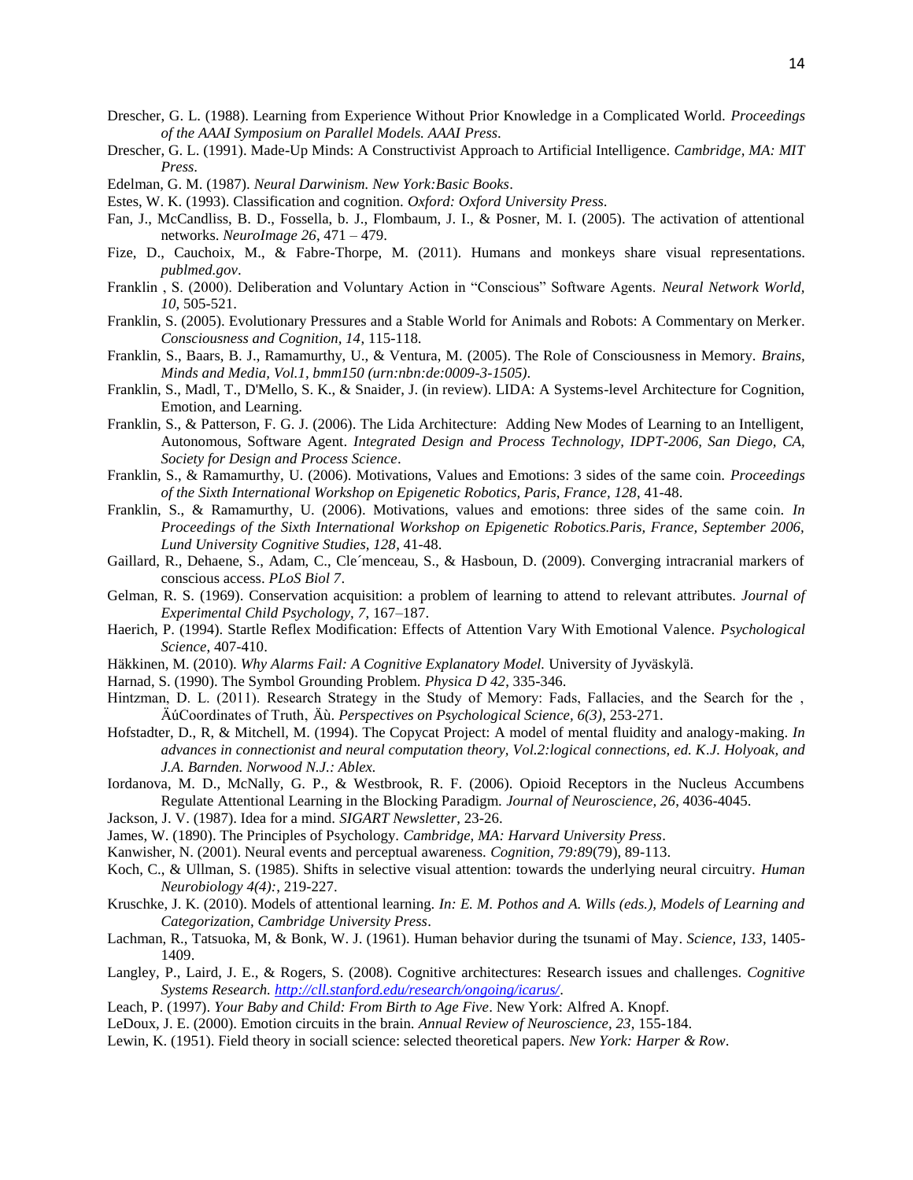Drescher, G. L. (1988). Learning from Experience Without Prior Knowledge in a Complicated World. *Proceedings of the AAAI Symposium on Parallel Models. AAAI Press.*

Drescher, G. L. (1991). Made-Up Minds: A Constructivist Approach to Artificial Intelligence. *Cambridge, MA: MIT Press*.

Edelman, G. M. (1987). *Neural Darwinism. New York:Basic Books*.

Estes, W. K. (1993). Classification and cognition. *Oxford: Oxford University Press.*

Fan, J., McCandliss, B. D., Fossella, b. J., Flombaum, J. I., & Posner, M. I. (2005). The activation of attentional networks. *NeuroImage 26*, 471 – 479.

Fize, D., Cauchoix, M., & Fabre-Thorpe, M. (2011). Humans and monkeys share visual representations. *publmed.gov*.

Franklin , S. (2000). Deliberation and Voluntary Action in "Conscious" Software Agents. *Neural Network World, 10*, 505-521.

Franklin, S. (2005). Evolutionary Pressures and a Stable World for Animals and Robots: A Commentary on Merker. *Consciousness and Cognition, 14*, 115-118.

Franklin, S., Baars, B. J., Ramamurthy, U., & Ventura, M. (2005). The Role of Consciousness in Memory. *Brains, Minds and Media, Vol.1, bmm150 (urn:nbn:de:0009-3-1505)*.

Franklin, S., Madl, T., D'Mello, S. K., & Snaider, J. (in review). LIDA: A Systems-level Architecture for Cognition, Emotion, and Learning.

Franklin, S., & Patterson, F. G. J. (2006). The Lida Architecture: Adding New Modes of Learning to an Intelligent, Autonomous, Software Agent. *Integrated Design and Process Technology, IDPT-2006, San Diego, CA, Society for Design and Process Science*.

Franklin, S., & Ramamurthy, U. (2006). Motivations, Values and Emotions: 3 sides of the same coin. *Proceedings of the Sixth International Workshop on Epigenetic Robotics, Paris, France, 128*, 41-48.

Franklin, S., & Ramamurthy, U. (2006). Motivations, values and emotions: three sides of the same coin. *In Proceedings of the Sixth International Workshop on Epigenetic Robotics.Paris, France, September 2006, Lund University Cognitive Studies, 128*, 41-48.

Gaillard, R., Dehaene, S., Adam, C., Cle´menceau, S., & Hasboun, D. (2009). Converging intracranial markers of conscious access. *PLoS Biol 7*.

Gelman, R. S. (1969). Conservation acquisition: a problem of learning to attend to relevant attributes. *Journal of Experimental Child Psychology, 7*, 167–187.

Haerich, P. (1994). Startle Reflex Modification: Effects of Attention Vary With Emotional Valence. *Psychological Science*, 407-410.

Häkkinen, M. (2010). *Why Alarms Fail: A Cognitive Explanatory Model.* University of Jyväskylä.

Harnad, S. (1990). The Symbol Grounding Problem. *Physica D 42*, 335-346.

Hintzman, D. L. (2011). Research Strategy in the Study of Memory: Fads, Fallacies, and the Search for the , ÄúCoordinates of Truth, Äù. *Perspectives on Psychological Science, 6(3)*, 253-271.

Hofstadter, D., R, & Mitchell, M. (1994). The Copycat Project: A model of mental fluidity and analogy-making. *In advances in connectionist and neural computation theory, Vol.2:logical connections, ed. K.J. Holyoak, and J.A. Barnden. Norwood N.J.: Ablex.*

Iordanova, M. D., McNally, G. P., & Westbrook, R. F. (2006). Opioid Receptors in the Nucleus Accumbens Regulate Attentional Learning in the Blocking Paradigm. *Journal of Neuroscience, 26*, 4036-4045.

Jackson, J. V. (1987). Idea for a mind. *SIGART Newsletter*, 23-26.

James, W. (1890). The Principles of Psychology. *Cambridge, MA: Harvard University Press*.

Kanwisher, N. (2001). Neural events and perceptual awareness. *Cognition, 79:89*(79), 89-113.

Koch, C., & Ullman, S. (1985). Shifts in selective visual attention: towards the underlying neural circuitry. *Human Neurobiology 4(4):*, 219-227.

Kruschke, J. K. (2010). Models of attentional learning. *In: E. M. Pothos and A. Wills (eds.), Models of Learning and Categorization, Cambridge University Press*.

Lachman, R., Tatsuoka, M, & Bonk, W. J. (1961). Human behavior during the tsunami of May. *Science, 133*, 1405-1409.

Langley, P., Laird, J. E., & Rogers, S. (2008). Cognitive architectures: Research issues and challenges. *Cognitive Systems Research. http://cll.stanford.edu/research/ongoing/icarus/*.

Leach, P. (1997). *Your Baby and Child: From Birth to Age Five*. New York: Alfred A. Knopf.

LeDoux, J. E. (2000). Emotion circuits in the brain. *Annual Review of Neuroscience, 23*, 155-184.

Lewin, K. (1951). Field theory in sociall science: selected theoretical papers. *New York: Harper & Row*.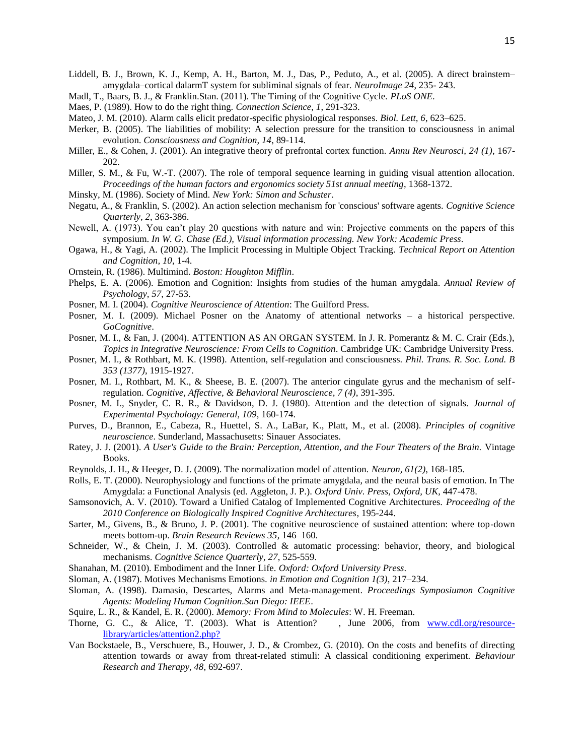Liddell, B. J., Brown, K. J., Kemp, A. H., Barton, M. J., Das, P., Peduto, A., et al. (2005). A direct brainstem–amygdala–cortical dalarmT system for subliminal signals of fear. *NeuroImage 24*, 235- 243.

Madl, T., Baars, B. J., & Franklin.Stan. (2011). The Timing of the Cognitive Cycle. *PLoS ONE*.

Maes, P. (1989). How to do the right thing. *Connection Science, 1*, 291-323.

Mateo, J. M. (2010). Alarm calls elicit predator-specific physiological responses. *Biol. Lett, 6*, 623–625.

Merker, B. (2005). The liabilities of mobility: A selection pressure for the transition to consciousness in animal evolution. *Consciousness and Cognition, 14*, 89-114.

Miller, E., & Cohen, J. (2001). An integrative theory of prefrontal cortex function. *Annu Rev Neurosci, 24 (1)*, 167-202.

Miller, S. M., & Fu, W.-T. (2007). The role of temporal sequence learning in guiding visual attention allocation. *Proceedings of the human factors and ergonomics society 51st annual meeting*, 1368-1372.

Minsky, M. (1986). Society of Mind. *New York: Simon and Schuster*.

Negatu, A., & Franklin, S. (2002). An action selection mechanism for 'conscious' software agents. *Cognitive Science Quarterly, 2*, 363-386.

Newell, A. (1973). You can't play 20 questions with nature and win: Projective comments on the papers of this symposium. *In W. G. Chase (Ed.), Visual information processing. New York: Academic Press*.

Ogawa, H., & Yagi, A. (2002). The Implicit Processing in Multiple Object Tracking. *Technical Report on Attention and Cognition, 10*, 1-4.

Ornstein, R. (1986). Multimind. *Boston: Houghton Mifflin*.

Phelps, E. A. (2006). Emotion and Cognition: Insights from studies of the human amygdala. *Annual Review of Psychology, 57*, 27-53.

Posner, M. I. (2004). *Cognitive Neuroscience of Attention*: The Guilford Press.

Posner, M. I. (2009). Michael Posner on the Anatomy of attentional networks – a historical perspective. *GoCognitive*.

Posner, M. I., & Fan, J. (2004). ATTENTION AS AN ORGAN SYSTEM. In J. R. Pomerantz & M. C. Crair (Eds.), *Topics in Integrative Neuroscience: From Cells to Cognition*. Cambridge UK: Cambridge University Press.

Posner, M. I., & Rothbart, M. K. (1998). Attention, self-regulation and consciousness. *Phil. Trans. R. Soc. Lond. B 353 (1377)*, 1915-1927.

Posner, M. I., Rothbart, M. K., & Sheese, B. E. (2007). The anterior cingulate gyrus and the mechanism of self-regulation. *Cognitive, Affective, & Behavioral Neuroscience, 7 (4)*, 391-395.

Posner, M. I., Snyder, C. R. R., & Davidson, D. J. (1980). Attention and the detection of signals. *Journal of Experimental Psychology: General, 109*, 160-174.

Purves, D., Brannon, E., Cabeza, R., Huettel, S. A., LaBar, K., Platt, M., et al. (2008). *Principles of cognitive neuroscience*. Sunderland, Massachusetts: Sinauer Associates.

Ratey, J. J. (2001). *A User's Guide to the Brain: Perception, Attention, and the Four Theaters of the Brain.* Vintage Books.

Reynolds, J. H., & Heeger, D. J. (2009). The normalization model of attention. *Neuron, 61(2)*, 168-185.

Rolls, E. T. (2000). Neurophysiology and functions of the primate amygdala, and the neural basis of emotion. In The Amygdala: a Functional Analysis (ed. Aggleton, J. P.). *Oxford Univ. Press, Oxford, UK*, 447-478.

Samsonovich, A. V. (2010). Toward a Unified Catalog of Implemented Cognitive Architectures. *Proceeding of the 2010 Conference on Biologically Inspired Cognitive Architectures*, 195-244.

Sarter, M., Givens, B., & Bruno, J. P. (2001). The cognitive neuroscience of sustained attention: where top-down meets bottom-up. *Brain Research Reviews 35*, 146–160.

Schneider, W., & Chein, J. M. (2003). Controlled & automatic processing: behavior, theory, and biological mechanisms. *Cognitive Science Quarterly, 27*, 525-559.

Shanahan, M. (2010). Embodiment and the Inner Life. *Oxford: Oxford University Press*.

Sloman, A. (1987). Motives Mechanisms Emotions. *in Emotion and Cognition 1(3)*, 217–234.

Sloman, A. (1998). Damasio, Descartes, Alarms and Meta-management. *Proceedings Symposiumon Cognitive Agents: Modeling Human Cognition.San Diego: IEEE*.

Squire, L. R., & Kandel, E. R. (2000). *Memory: From Mind to Molecules*: W. H. Freeman.

Thorne, G. C., & Alice, T. (2003). What is Attention? , June 2006, from www.cdl.org/resource-library/articles/attention2.php?

Van Bockstaele, B., Verschuere, B., Houwer, J. D., & Crombez, G. (2010). On the costs and benefits of directing attention towards or away from threat-related stimuli: A classical conditioning experiment. *Behaviour Research and Therapy, 48*, 692-697.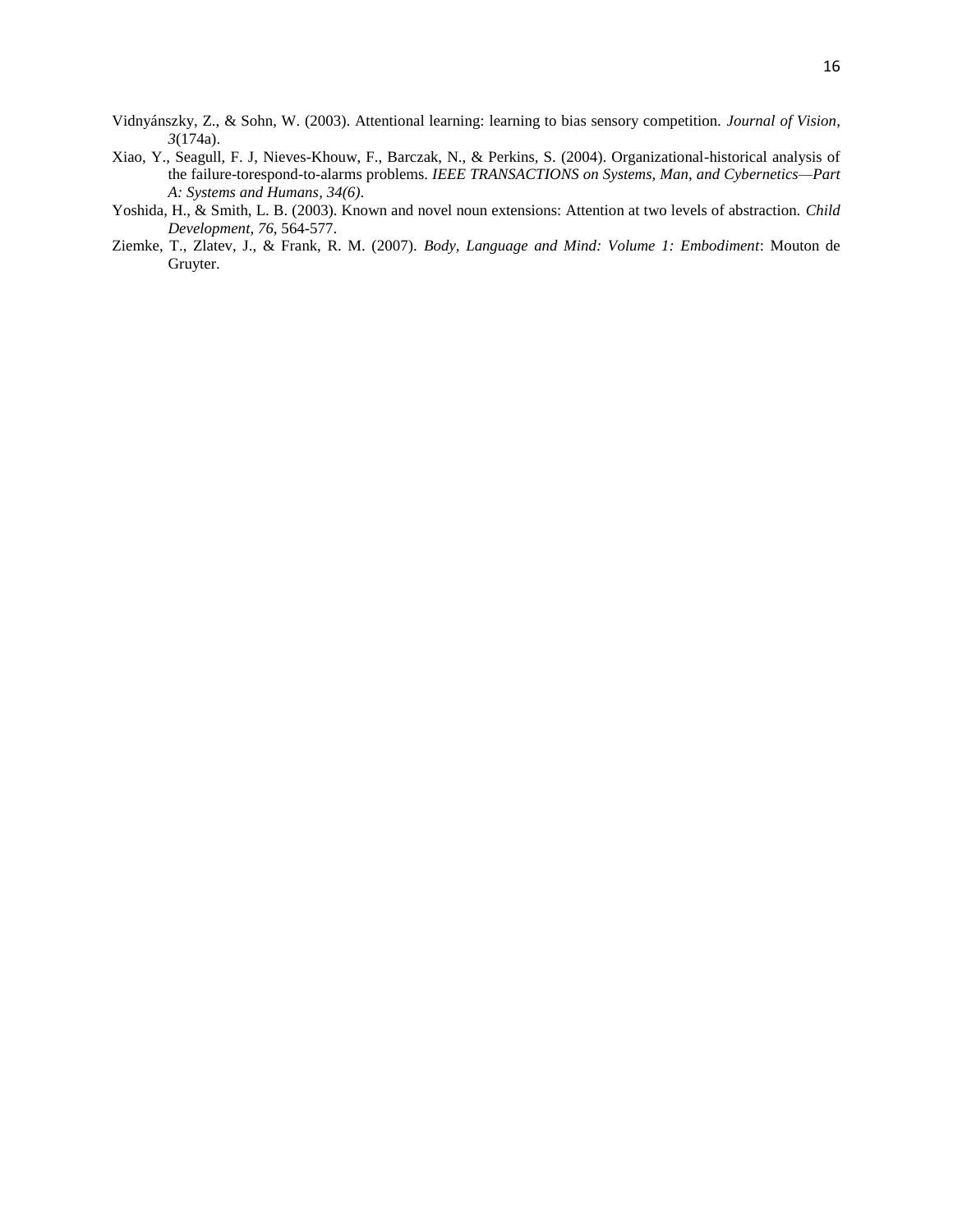Vidnyánszky, Z., & Sohn, W. (2003). Attentional learning: learning to bias sensory competition. *Journal of Vision, 3*(174a).

Xiao, Y., Seagull, F. J, Nieves-Khouw, F., Barczak, N., & Perkins, S. (2004). Organizational-historical analysis of the failure-torespond-to-alarms problems. *IEEE TRANSACTIONS on Systems, Man, and Cybernetics—Part A: Systems and Humans, 34(6)*.

Yoshida, H., & Smith, L. B. (2003). Known and novel noun extensions: Attention at two levels of abstraction. *Child Development, 76*, 564-577.

Ziemke, T., Zlatev, J., & Frank, R. M. (2007). *Body, Language and Mind: Volume 1: Embodiment*: Mouton de Gruyter.